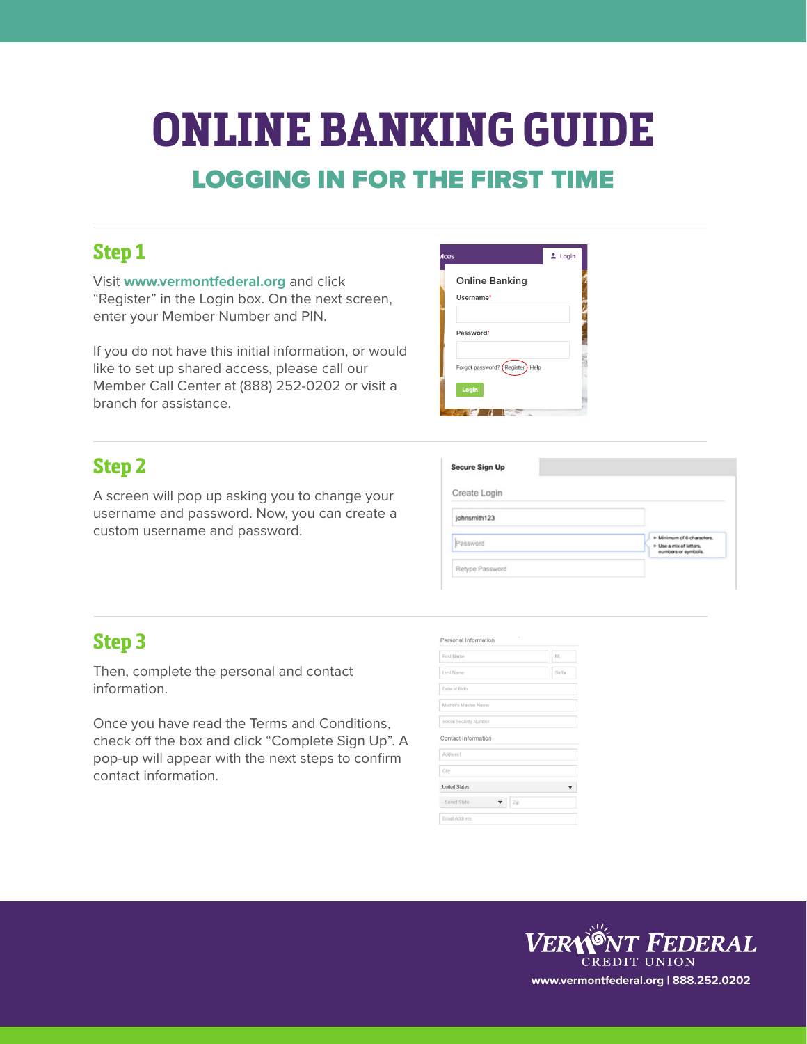# ONLINE BANKING GUIDE

## LOGGING IN FOR THE FIRST TIME

### Step 1

Visit **www.vermontfederal.org** and click "Register" in the Login box. On the next screen, enter your Member Number and PIN.

If you do not have this initial information, or would like to set up shared access, please call our Member Call Center at (888) 252-0202 or visit a branch for assistance.

### Step 2

A screen will pop up asking you to change your username and password. Now, you can create a custom username and password.

### Step 3

Then, complete the personal and contact information.

Once you have read the Terms and Conditions, check off the box and click "Complete Sign Up". A pop-up will appear with the next steps to confirm contact information.

VERMONT FEDERAL CREDIT UNION

**www.vermontfederal.org | 888.252.0202**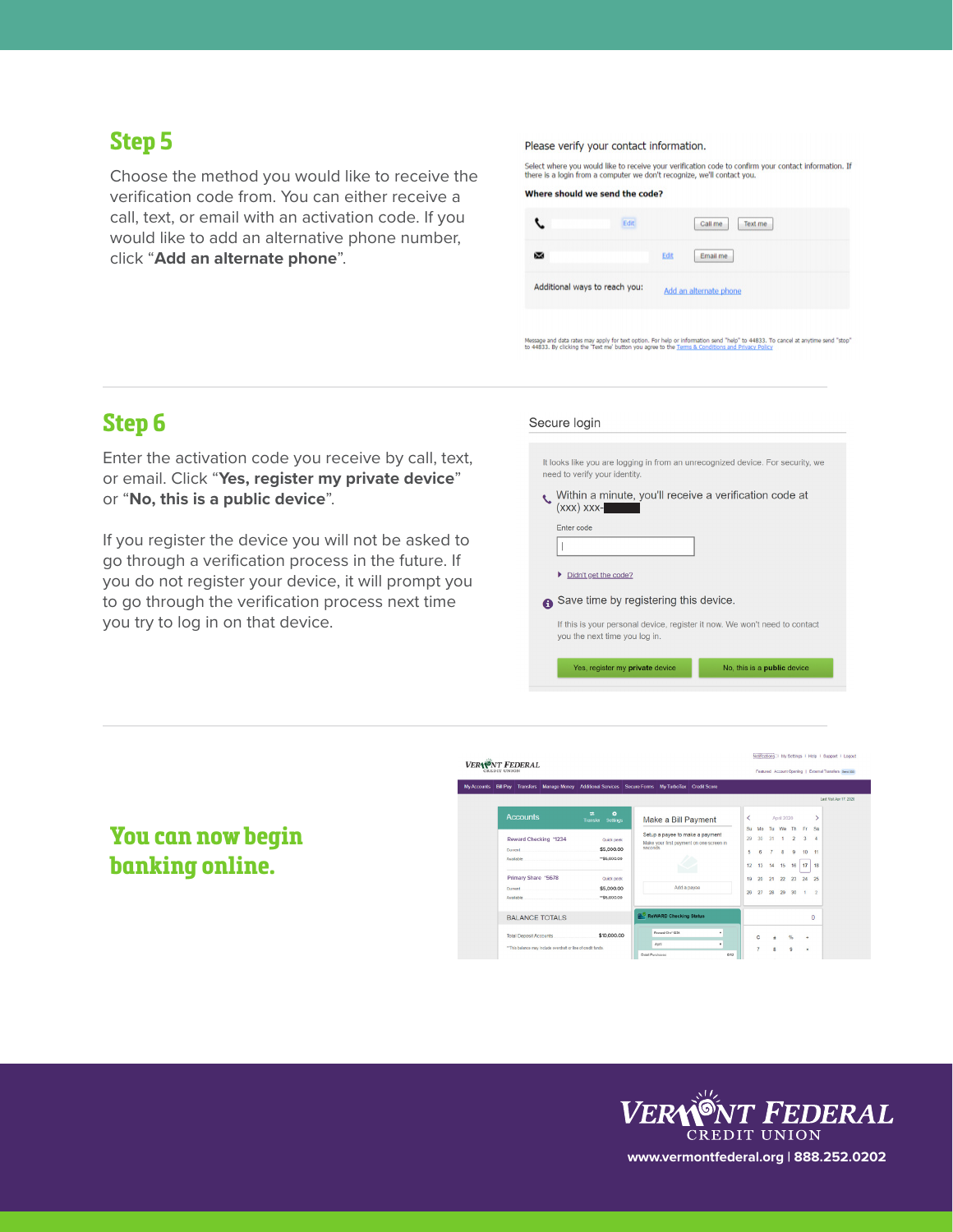## Step 5

Choose the method you would like to receive the verification code from. You can either receive a call, text, or email with an activation code. If you would like to add an alternative phone number, click "**Add an alternate phone**".

Please verify your contact information.

Select where you would like to receive your verification code to confirm your contact information. If there is a login from a computer we don't recognize, we'll contact you.

**Where should we send the code?**

Edit Call me Text me

Edit Email me

Additional ways to reach you: Add an alternate phone

Message and data rates may apply for text option. For help or information send "help" to 44833. To cancel at anytime send "stop" to 44833. By clicking the 'Text me' button you agree to the Terms & Conditions and Privacy Policy

## Step 6

Enter the activation code you receive by call, text, or email. Click "**Yes, register my private device**" or "**No, this is a public device**".

If you register the device you will not be asked to go through a verification process in the future. If you do not register your device, it will prompt you to go through the verification process next time you try to log in on that device.

Secure login

It looks like you are logging in from an unrecognized device. For security, we need to verify your identity.

Within a minute, you'll receive a verification code at (xxx) xxx-

Enter code

Didn't get the code?

Save time by registering this device.

If this is your personal device, register it now. We won't need to contact you the next time you log in.

Yes, register my **private** device | No, this is a **public** device

## You can now begin banking online.

VERMONT FEDERAL CREDIT UNION

www.vermontfederal.org | 888.252.0202